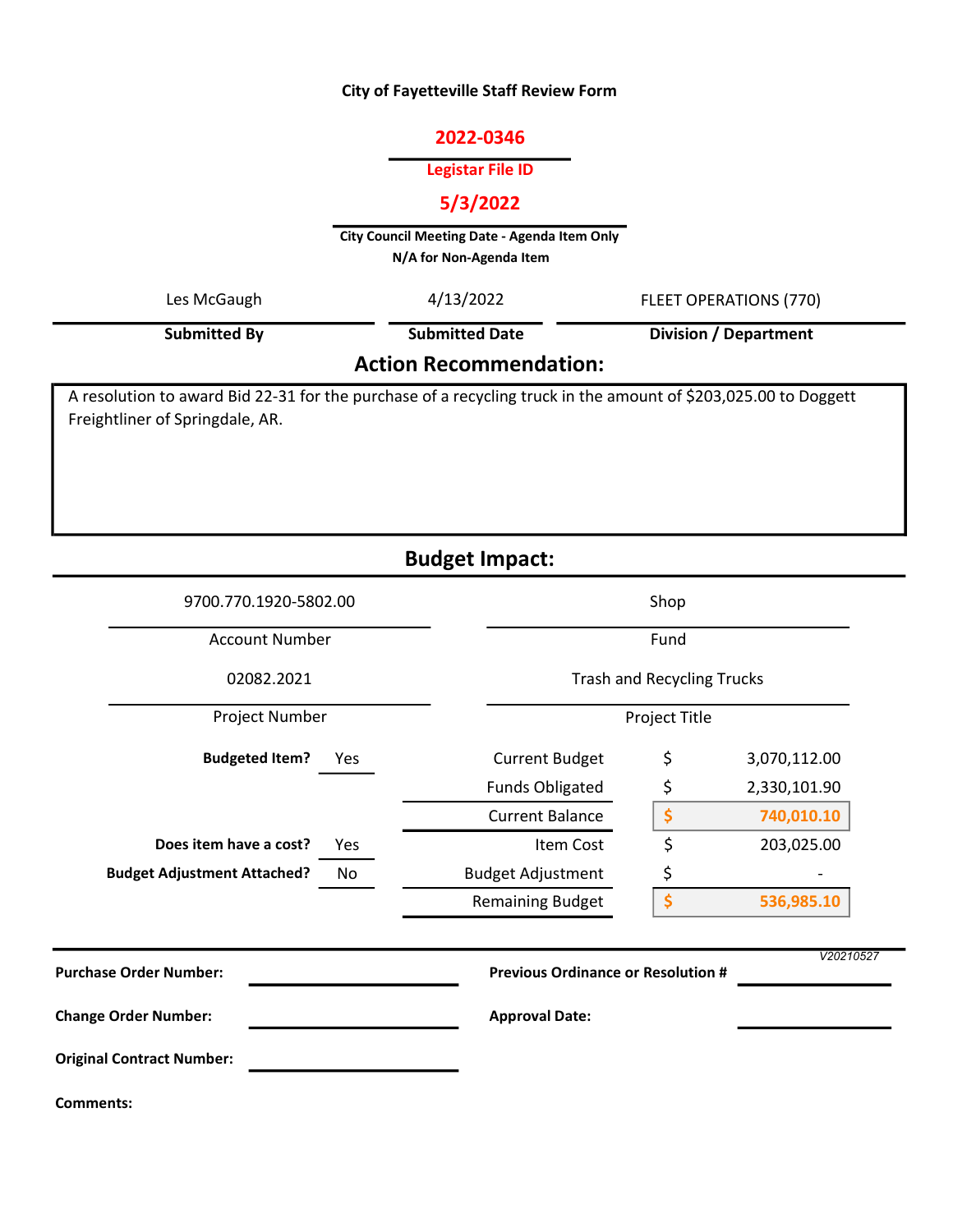**City of Fayetteville Staff Review Form**

**2022-0346**

**Legistar File ID**

**5/3/2022**

**City Council Meeting Date - Agenda Item Only**
**N/A for Non-Agenda Item**

| Les McGaugh | 4/13/2022 | FLEET OPERATIONS (770) |
|---|---|---|
| **Submitted By** | **Submitted Date** | **Division / Department** |

## Action Recommendation:

A resolution to award Bid 22-31 for the purchase of a recycling truck in the amount of $203,025.00 to Doggett Freightliner of Springdale, AR.

## Budget Impact:

| 9700.770.1920-5802.00 | Shop |
|---|---|
| Account Number | Fund |
| 02082.2021 | Trash and Recycling Trucks |
| Project Number | Project Title |

| | | | | |
|---|---|---|---|---|
| **Budgeted Item?** | Yes | Current Budget | $ | 3,070,112.00 |
| | | Funds Obligated | $ | 2,330,101.90 |
| | | Current Balance | $ | 740,010.10 |
| **Does item have a cost?** | Yes | Item Cost | $ | 203,025.00 |
| **Budget Adjustment Attached?** | No | Budget Adjustment | $ | - |
| | | Remaining Budget | $ | 536,985.10 |

V20210527

**Purchase Order Number:** ____________ **Previous Ordinance or Resolution #** ____________

**Change Order Number:** ____________ **Approval Date:** ____________

**Original Contract Number:** ____________

**Comments:**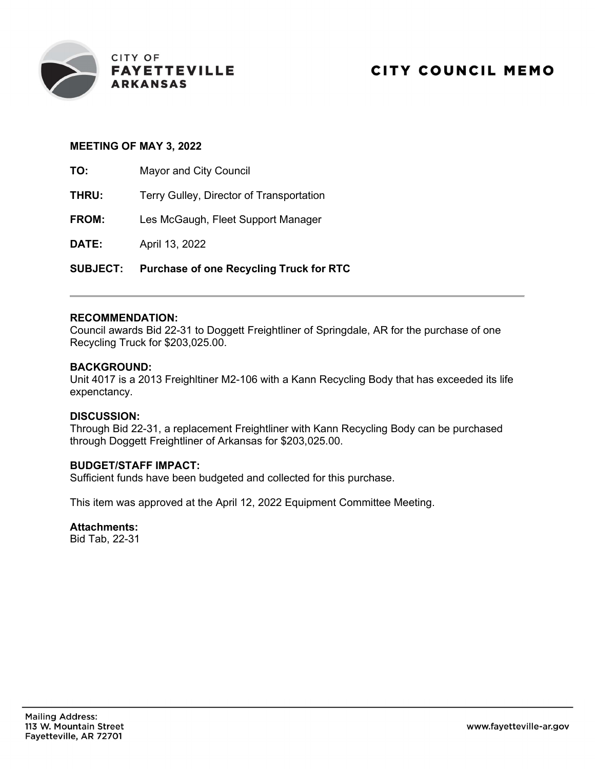CITY OF
**FAYETTEVILLE**
**ARKANSAS**

# CITY COUNCIL MEMO

**MEETING OF MAY 3, 2022**

**TO:** Mayor and City Council

**THRU:** Terry Gulley, Director of Transportation

**FROM:** Les McGaugh, Fleet Support Manager

**DATE:** April 13, 2022

**SUBJECT: Purchase of one Recycling Truck for RTC**

---

**RECOMMENDATION:**
Council awards Bid 22-31 to Doggett Freightliner of Springdale, AR for the purchase of one Recycling Truck for $203,025.00.

**BACKGROUND:**
Unit 4017 is a 2013 Freighltiner M2-106 with a Kann Recycling Body that has exceeded its life expenctancy.

**DISCUSSION:**
Through Bid 22-31, a replacement Freightliner with Kann Recycling Body can be purchased through Doggett Freightliner of Arkansas for $203,025.00.

**BUDGET/STAFF IMPACT:**
Sufficient funds have been budgeted and collected for this purchase.

This item was approved at the April 12, 2022 Equipment Committee Meeting.

**Attachments:**
Bid Tab, 22-31

Mailing Address:
113 W. Mountain Street
Fayetteville, AR 72701

www.fayetteville-ar.gov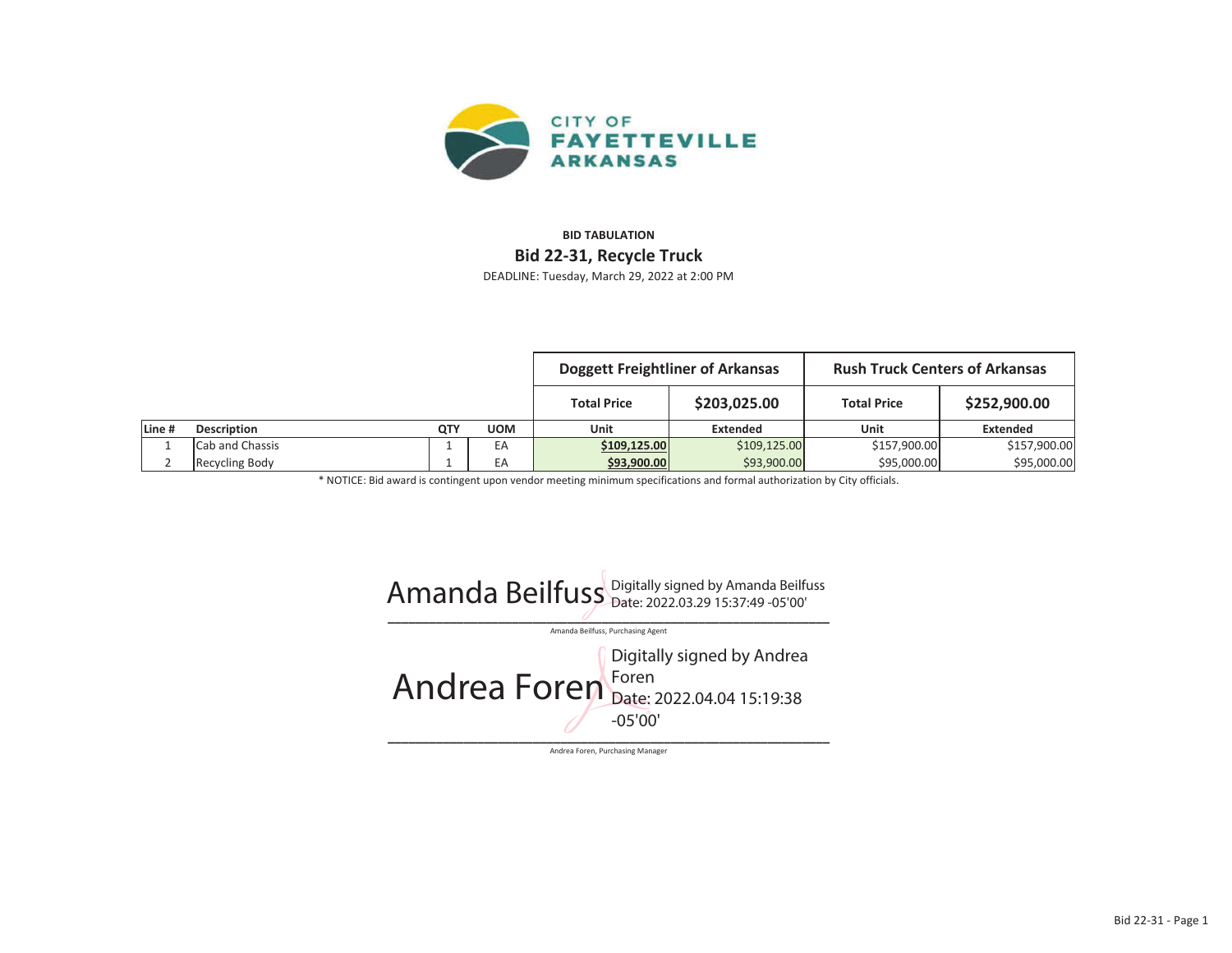CITY OF FAYETTEVILLE ARKANSAS

**BID TABULATION**

## Bid 22-31, Recycle Truck

DEADLINE: Tuesday, March 29, 2022 at 2:00 PM

| | | | | Doggett Freightliner of Arkansas | | Rush Truck Centers of Arkansas | |
|---|---|---|---|---|---|---|---|
| | | | | **Total Price** | **$203,025.00** | **Total Price** | **$252,900.00** |
| **Line #** | **Description** | **QTY** | **UOM** | **Unit** | **Extended** | **Unit** | **Extended** |
| 1 | Cab and Chassis | 1 | EA | **$109,125.00** | $109,125.00 | $157,900.00 | $157,900.00 |
| 2 | Recycling Body | 1 | EA | **$93,900.00** | $93,900.00 | $95,000.00 | $95,000.00 |

* NOTICE: Bid award is contingent upon vendor meeting minimum specifications and formal authorization by City officials.

Amanda Beilfuss Digitally signed by Amanda Beilfuss Date: 2022.03.29 15:37:49 -05'00'

Amanda Beilfuss, Purchasing Agent

Andrea Foren Digitally signed by Andrea Foren Date: 2022.04.04 15:19:38 -05'00'

Andrea Foren, Purchasing Manager